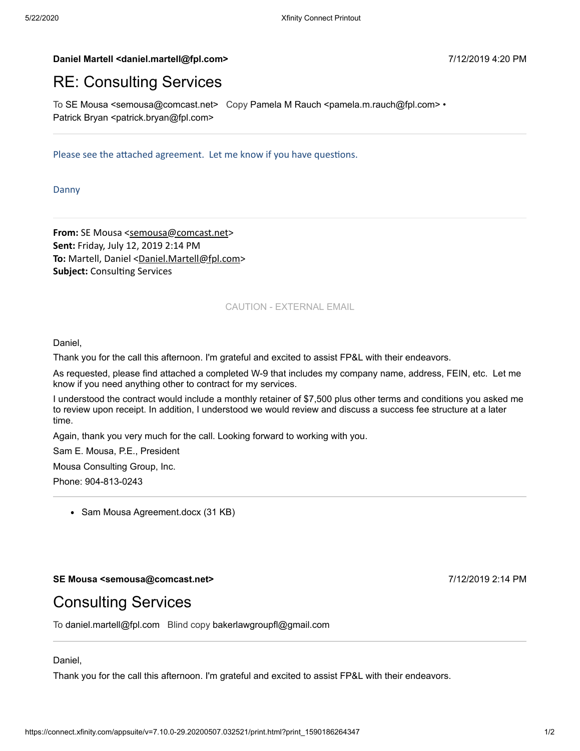**Daniel Martell <daniel.martell@fpl.com>** 7/12/2019 4:20 PM

# RE: Consulting Services

To SE Mousa <semousa@comcast.net> Copy Pamela M Rauch <pamela.m.rauch@fpl.com> • Patrick Bryan <patrick.bryan@fpl.com>

---

Please see the attached agreement. Let me know if you have questions.

Danny

---

**From:** SE Mousa <semousa@comcast.net>
**Sent:** Friday, July 12, 2019 2:14 PM
**To:** Martell, Daniel <Daniel.Martell@fpl.com>
**Subject:** Consulting Services

CAUTION - EXTERNAL EMAIL

Daniel,

Thank you for the call this afternoon. I'm grateful and excited to assist FP&L with their endeavors.

As requested, please find attached a completed W-9 that includes my company name, address, FEIN, etc. Let me know if you need anything other to contract for my services.

I understood the contract would include a monthly retainer of $7,500 plus other terms and conditions you asked me to review upon receipt. In addition, I understood we would review and discuss a success fee structure at a later time.

Again, thank you very much for the call. Looking forward to working with you.

Sam E. Mousa, P.E., President

Mousa Consulting Group, Inc.

Phone: 904-813-0243

---

- Sam Mousa Agreement.docx (31 KB)

**SE Mousa <semousa@comcast.net>** 7/12/2019 2:14 PM

# Consulting Services

To daniel.martell@fpl.com Blind copy bakerlawgroupfl@gmail.com

---

Daniel,

Thank you for the call this afternoon. I'm grateful and excited to assist FP&L with their endeavors.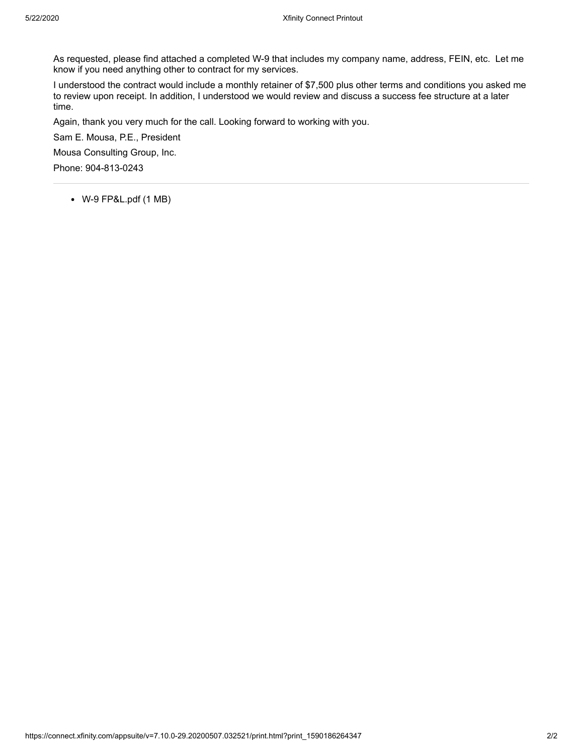As requested, please find attached a completed W-9 that includes my company name, address, FEIN, etc. Let me know if you need anything other to contract for my services.

I understood the contract would include a monthly retainer of $7,500 plus other terms and conditions you asked me to review upon receipt. In addition, I understood we would review and discuss a success fee structure at a later time.

Again, thank you very much for the call. Looking forward to working with you.

Sam E. Mousa, P.E., President

Mousa Consulting Group, Inc.

Phone: 904-813-0243

---

- W-9 FP&L.pdf (1 MB)